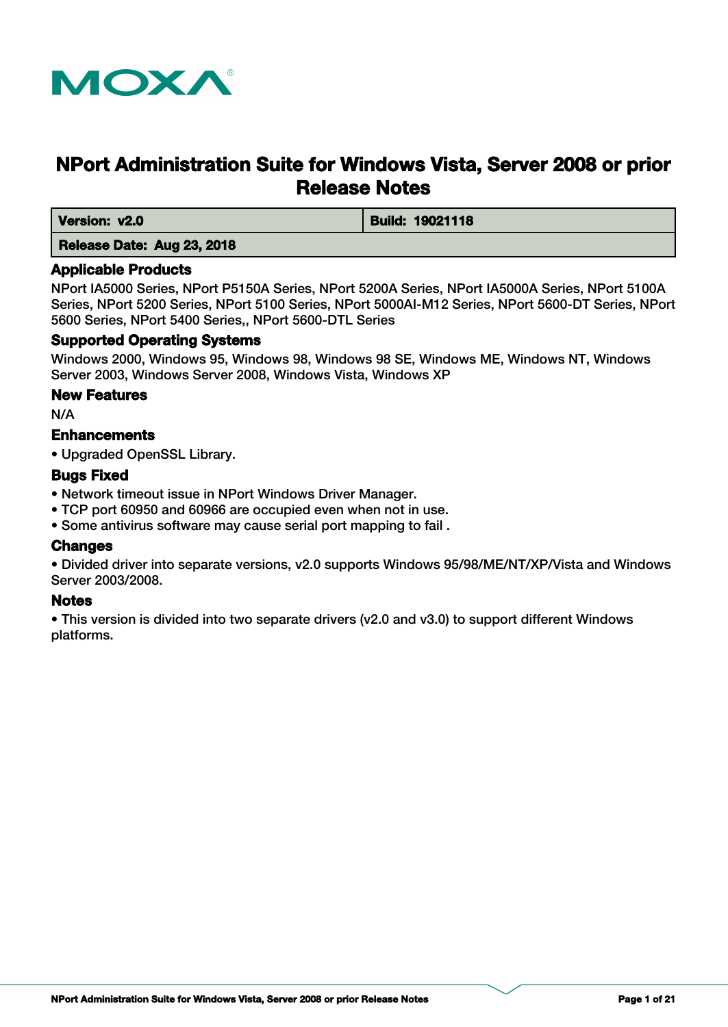MOXA

# NPort Administration Suite for Windows Vista, Server 2008 or prior Release Notes

| Version: v2.0 | Build: 19021118 |
|---|---|
| Release Date: Aug 23, 2018 | |

### Applicable Products

NPort IA5000 Series, NPort P5150A Series, NPort 5200A Series, NPort IA5000A Series, NPort 5100A Series, NPort 5200 Series, NPort 5100 Series, NPort 5000AI-M12 Series, NPort 5600-DT Series, NPort 5600 Series, NPort 5400 Series,, NPort 5600-DTL Series

### Supported Operating Systems

Windows 2000, Windows 95, Windows 98, Windows 98 SE, Windows ME, Windows NT, Windows Server 2003, Windows Server 2008, Windows Vista, Windows XP

### New Features

N/A

### Enhancements

- Upgraded OpenSSL Library.

### Bugs Fixed

- Network timeout issue in NPort Windows Driver Manager.
- TCP port 60950 and 60966 are occupied even when not in use.
- Some antivirus software may cause serial port mapping to fail .

### Changes

- Divided driver into separate versions, v2.0 supports Windows 95/98/ME/NT/XP/Vista and Windows Server 2003/2008.

### Notes

- This version is divided into two separate drivers (v2.0 and v3.0) to support different Windows platforms.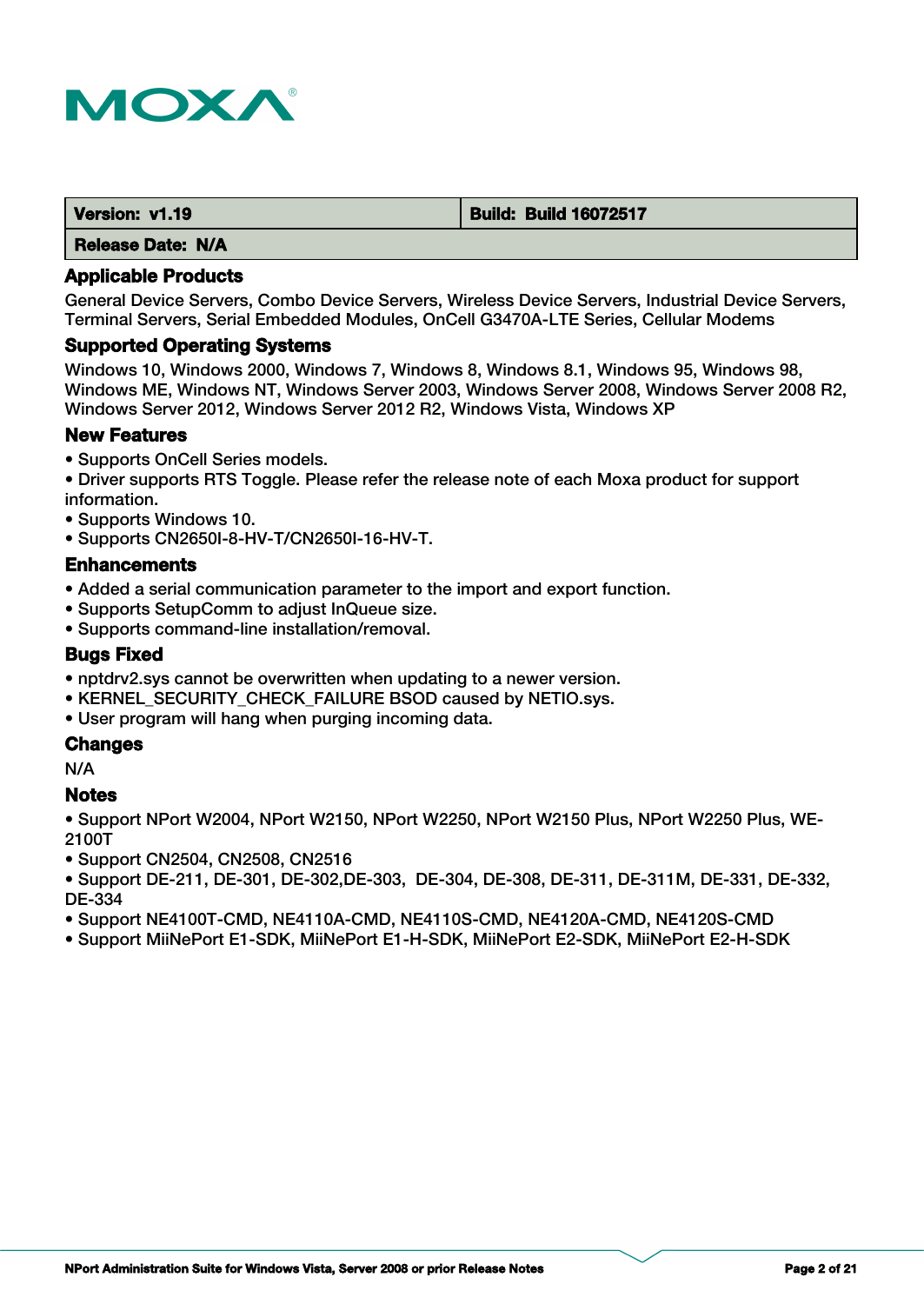| **Version: v1.19** | **Build: Build 16072517** |
|---|---|
| **Release Date: N/A** | |

## Applicable Products

General Device Servers, Combo Device Servers, Wireless Device Servers, Industrial Device Servers, Terminal Servers, Serial Embedded Modules, OnCell G3470A-LTE Series, Cellular Modems

## Supported Operating Systems

Windows 10, Windows 2000, Windows 7, Windows 8, Windows 8.1, Windows 95, Windows 98, Windows ME, Windows NT, Windows Server 2003, Windows Server 2008, Windows Server 2008 R2, Windows Server 2012, Windows Server 2012 R2, Windows Vista, Windows XP

## New Features

- Supports OnCell Series models.
- Driver supports RTS Toggle. Please refer the release note of each Moxa product for support information.
- Supports Windows 10.
- Supports CN2650I-8-HV-T/CN2650I-16-HV-T.

## Enhancements

- Added a serial communication parameter to the import and export function.
- Supports SetupComm to adjust InQueue size.
- Supports command-line installation/removal.

## Bugs Fixed

- nptdrv2.sys cannot be overwritten when updating to a newer version.
- KERNEL_SECURITY_CHECK_FAILURE BSOD caused by NETIO.sys.
- User program will hang when purging incoming data.

## Changes

N/A

## Notes

- Support NPort W2004, NPort W2150, NPort W2250, NPort W2150 Plus, NPort W2250 Plus, WE-2100T
- Support CN2504, CN2508, CN2516
- Support DE-211, DE-301, DE-302,DE-303, DE-304, DE-308, DE-311, DE-311M, DE-331, DE-332, DE-334
- Support NE4100T-CMD, NE4110A-CMD, NE4110S-CMD, NE4120A-CMD, NE4120S-CMD
- Support MiiNePort E1-SDK, MiiNePort E1-H-SDK, MiiNePort E2-SDK, MiiNePort E2-H-SDK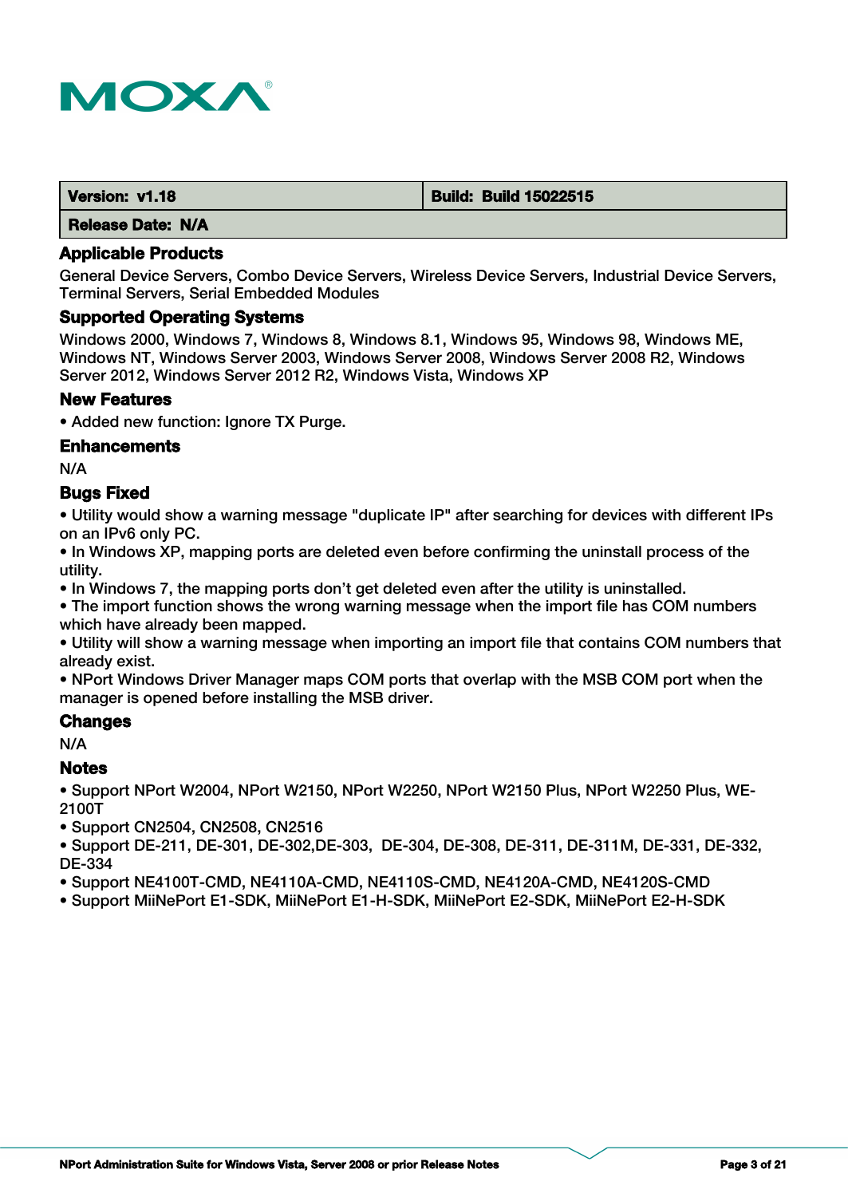| Version: v1.18 | Build: Build 15022515 |
|---|---|
| Release Date: N/A | |

### Applicable Products

General Device Servers, Combo Device Servers, Wireless Device Servers, Industrial Device Servers, Terminal Servers, Serial Embedded Modules

### Supported Operating Systems

Windows 2000, Windows 7, Windows 8, Windows 8.1, Windows 95, Windows 98, Windows ME, Windows NT, Windows Server 2003, Windows Server 2008, Windows Server 2008 R2, Windows Server 2012, Windows Server 2012 R2, Windows Vista, Windows XP

### New Features

- Added new function: Ignore TX Purge.

### Enhancements

N/A

### Bugs Fixed

- Utility would show a warning message "duplicate IP" after searching for devices with different IPs on an IPv6 only PC.
- In Windows XP, mapping ports are deleted even before confirming the uninstall process of the utility.
- In Windows 7, the mapping ports don't get deleted even after the utility is uninstalled.
- The import function shows the wrong warning message when the import file has COM numbers which have already been mapped.
- Utility will show a warning message when importing an import file that contains COM numbers that already exist.
- NPort Windows Driver Manager maps COM ports that overlap with the MSB COM port when the manager is opened before installing the MSB driver.

### Changes

N/A

### Notes

- Support NPort W2004, NPort W2150, NPort W2250, NPort W2150 Plus, NPort W2250 Plus, WE-2100T
- Support CN2504, CN2508, CN2516
- Support DE-211, DE-301, DE-302,DE-303, DE-304, DE-308, DE-311, DE-311M, DE-331, DE-332, DE-334
- Support NE4100T-CMD, NE4110A-CMD, NE4110S-CMD, NE4120A-CMD, NE4120S-CMD
- Support MiiNePort E1-SDK, MiiNePort E1-H-SDK, MiiNePort E2-SDK, MiiNePort E2-H-SDK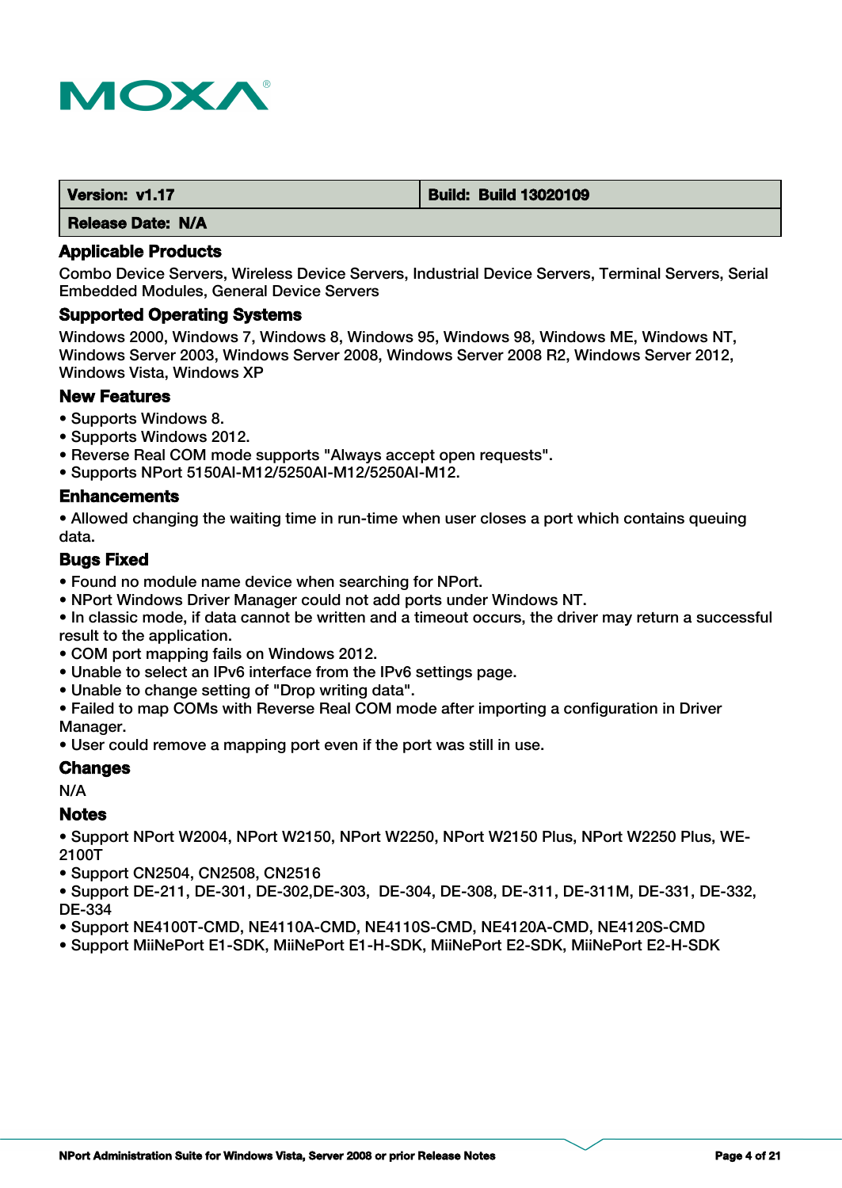| Version: v1.17 | Build: Build 13020109 |
|---|---|
| Release Date: N/A | |

### Applicable Products

Combo Device Servers, Wireless Device Servers, Industrial Device Servers, Terminal Servers, Serial Embedded Modules, General Device Servers

### Supported Operating Systems

Windows 2000, Windows 7, Windows 8, Windows 95, Windows 98, Windows ME, Windows NT, Windows Server 2003, Windows Server 2008, Windows Server 2008 R2, Windows Server 2012, Windows Vista, Windows XP

### New Features

- Supports Windows 8.
- Supports Windows 2012.
- Reverse Real COM mode supports "Always accept open requests".
- Supports NPort 5150AI-M12/5250AI-M12/5250AI-M12.

### Enhancements

- Allowed changing the waiting time in run-time when user closes a port which contains queuing data.

### Bugs Fixed

- Found no module name device when searching for NPort.
- NPort Windows Driver Manager could not add ports under Windows NT.
- In classic mode, if data cannot be written and a timeout occurs, the driver may return a successful result to the application.
- COM port mapping fails on Windows 2012.
- Unable to select an IPv6 interface from the IPv6 settings page.
- Unable to change setting of "Drop writing data".
- Failed to map COMs with Reverse Real COM mode after importing a configuration in Driver Manager.
- User could remove a mapping port even if the port was still in use.

### Changes

N/A

### Notes

- Support NPort W2004, NPort W2150, NPort W2250, NPort W2150 Plus, NPort W2250 Plus, WE-2100T
- Support CN2504, CN2508, CN2516
- Support DE-211, DE-301, DE-302,DE-303, DE-304, DE-308, DE-311, DE-311M, DE-331, DE-332, DE-334
- Support NE4100T-CMD, NE4110A-CMD, NE4110S-CMD, NE4120A-CMD, NE4120S-CMD
- Support MiiNePort E1-SDK, MiiNePort E1-H-SDK, MiiNePort E2-SDK, MiiNePort E2-H-SDK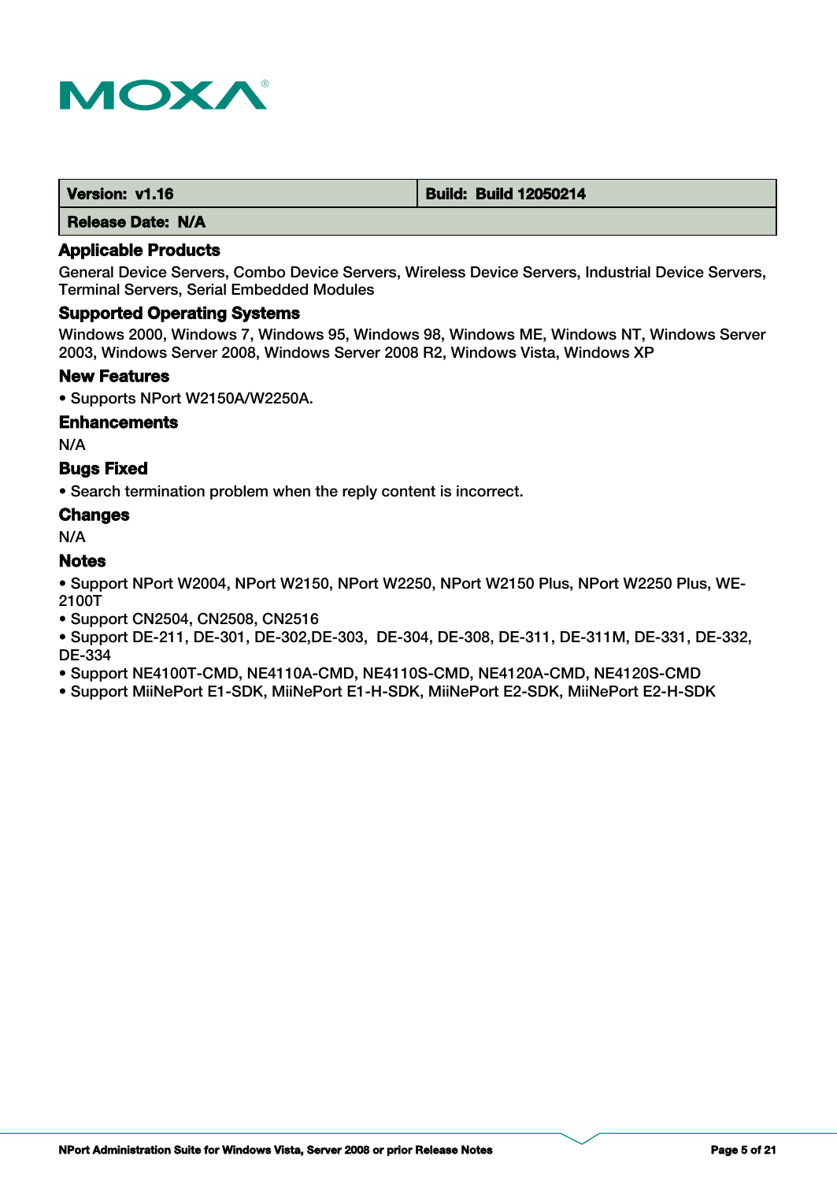| Version: v1.16 | Build: Build 12050214 |
|---|---|
| Release Date: N/A | |

### Applicable Products

General Device Servers, Combo Device Servers, Wireless Device Servers, Industrial Device Servers, Terminal Servers, Serial Embedded Modules

### Supported Operating Systems

Windows 2000, Windows 7, Windows 95, Windows 98, Windows ME, Windows NT, Windows Server 2003, Windows Server 2008, Windows Server 2008 R2, Windows Vista, Windows XP

### New Features

- Supports NPort W2150A/W2250A.

### Enhancements

N/A

### Bugs Fixed

- Search termination problem when the reply content is incorrect.

### Changes

N/A

### Notes

- Support NPort W2004, NPort W2150, NPort W2250, NPort W2150 Plus, NPort W2250 Plus, WE-2100T
- Support CN2504, CN2508, CN2516
- Support DE-211, DE-301, DE-302,DE-303,  DE-304, DE-308, DE-311, DE-311M, DE-331, DE-332, DE-334
- Support NE4100T-CMD, NE4110A-CMD, NE4110S-CMD, NE4120A-CMD, NE4120S-CMD
- Support MiiNePort E1-SDK, MiiNePort E1-H-SDK, MiiNePort E2-SDK, MiiNePort E2-H-SDK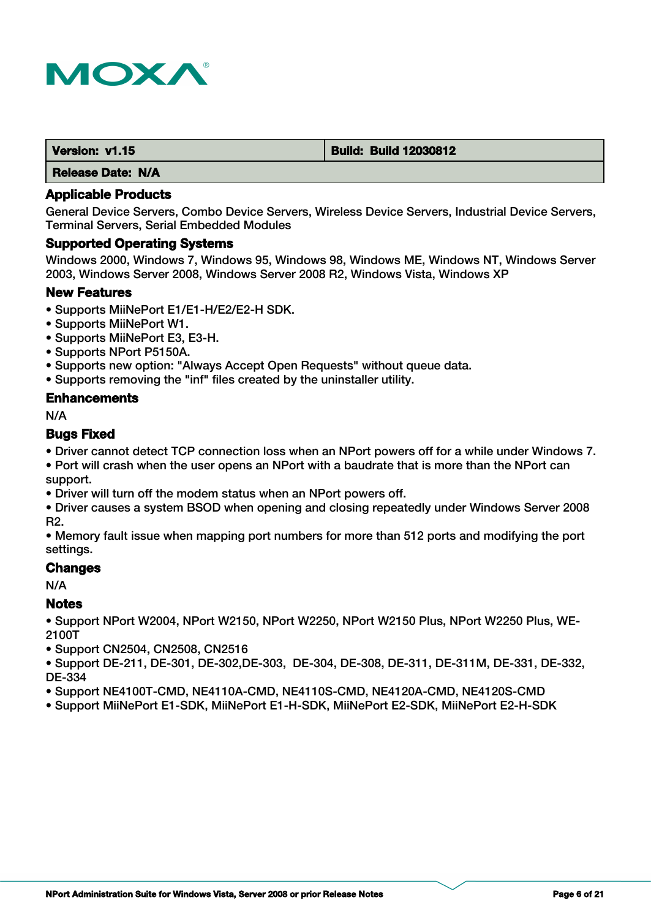| Version: v1.15 | Build: Build 12030812 |
|---|---|
| Release Date: N/A | |

### Applicable Products

General Device Servers, Combo Device Servers, Wireless Device Servers, Industrial Device Servers, Terminal Servers, Serial Embedded Modules

### Supported Operating Systems

Windows 2000, Windows 7, Windows 95, Windows 98, Windows ME, Windows NT, Windows Server 2003, Windows Server 2008, Windows Server 2008 R2, Windows Vista, Windows XP

### New Features

- Supports MiiNePort E1/E1-H/E2/E2-H SDK.
- Supports MiiNePort W1.
- Supports MiiNePort E3, E3-H.
- Supports NPort P5150A.
- Supports new option: "Always Accept Open Requests" without queue data.
- Supports removing the "inf" files created by the uninstaller utility.

### Enhancements

N/A

### Bugs Fixed

- Driver cannot detect TCP connection loss when an NPort powers off for a while under Windows 7.
- Port will crash when the user opens an NPort with a baudrate that is more than the NPort can support.
- Driver will turn off the modem status when an NPort powers off.
- Driver causes a system BSOD when opening and closing repeatedly under Windows Server 2008 R2.
- Memory fault issue when mapping port numbers for more than 512 ports and modifying the port settings.

### Changes

N/A

### Notes

- Support NPort W2004, NPort W2150, NPort W2250, NPort W2150 Plus, NPort W2250 Plus, WE-2100T
- Support CN2504, CN2508, CN2516
- Support DE-211, DE-301, DE-302,DE-303, DE-304, DE-308, DE-311, DE-311M, DE-331, DE-332, DE-334
- Support NE4100T-CMD, NE4110A-CMD, NE4110S-CMD, NE4120A-CMD, NE4120S-CMD
- Support MiiNePort E1-SDK, MiiNePort E1-H-SDK, MiiNePort E2-SDK, MiiNePort E2-H-SDK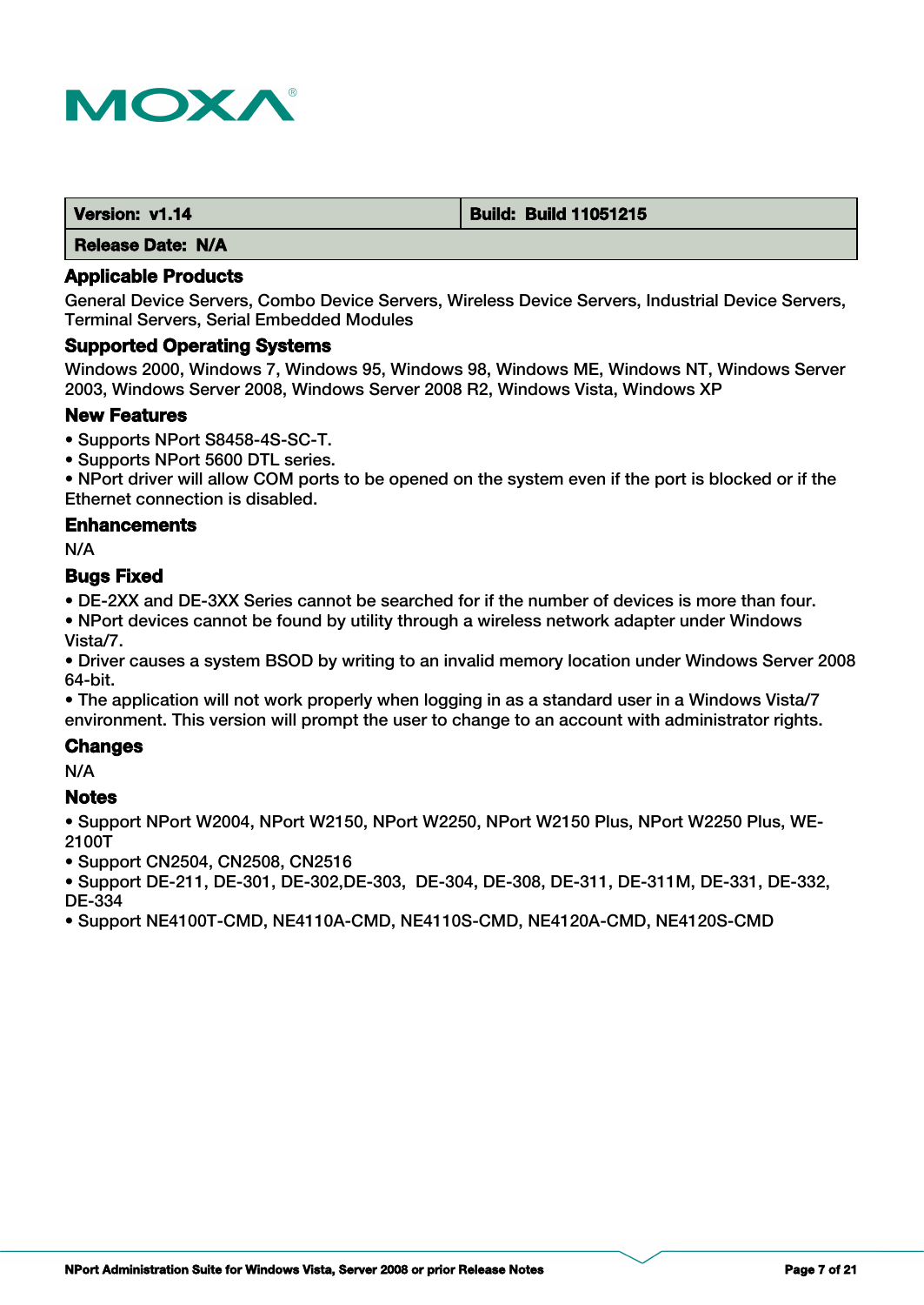| Version: v1.14 | Build: Build 11051215 |
|---|---|
| Release Date: N/A | |

### Applicable Products

General Device Servers, Combo Device Servers, Wireless Device Servers, Industrial Device Servers, Terminal Servers, Serial Embedded Modules

### Supported Operating Systems

Windows 2000, Windows 7, Windows 95, Windows 98, Windows ME, Windows NT, Windows Server 2003, Windows Server 2008, Windows Server 2008 R2, Windows Vista, Windows XP

### New Features

- Supports NPort S8458-4S-SC-T.
- Supports NPort 5600 DTL series.
- NPort driver will allow COM ports to be opened on the system even if the port is blocked or if the Ethernet connection is disabled.

### Enhancements

N/A

### Bugs Fixed

- DE-2XX and DE-3XX Series cannot be searched for if the number of devices is more than four.
- NPort devices cannot be found by utility through a wireless network adapter under Windows Vista/7.
- Driver causes a system BSOD by writing to an invalid memory location under Windows Server 2008 64-bit.
- The application will not work properly when logging in as a standard user in a Windows Vista/7 environment. This version will prompt the user to change to an account with administrator rights.

### Changes

N/A

### Notes

- Support NPort W2004, NPort W2150, NPort W2250, NPort W2150 Plus, NPort W2250 Plus, WE-2100T
- Support CN2504, CN2508, CN2516
- Support DE-211, DE-301, DE-302,DE-303, DE-304, DE-308, DE-311, DE-311M, DE-331, DE-332, DE-334
- Support NE4100T-CMD, NE4110A-CMD, NE4110S-CMD, NE4120A-CMD, NE4120S-CMD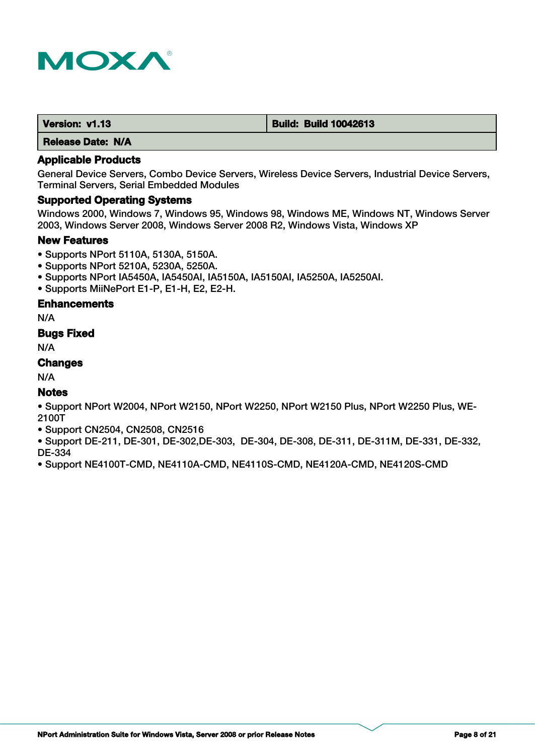| Version: v1.13 | Build: Build 10042613 |
| --- | --- |
| Release Date: N/A | |

### Applicable Products

General Device Servers, Combo Device Servers, Wireless Device Servers, Industrial Device Servers, Terminal Servers, Serial Embedded Modules

### Supported Operating Systems

Windows 2000, Windows 7, Windows 95, Windows 98, Windows ME, Windows NT, Windows Server 2003, Windows Server 2008, Windows Server 2008 R2, Windows Vista, Windows XP

### New Features

- Supports NPort 5110A, 5130A, 5150A.
- Supports NPort 5210A, 5230A, 5250A.
- Supports NPort IA5450A, IA5450AI, IA5150A, IA5150AI, IA5250A, IA5250AI.
- Supports MiiNePort E1-P, E1-H, E2, E2-H.

### Enhancements

N/A

### Bugs Fixed

N/A

### Changes

N/A

### Notes

- Support NPort W2004, NPort W2150, NPort W2250, NPort W2150 Plus, NPort W2250 Plus, WE-2100T
- Support CN2504, CN2508, CN2516
- Support DE-211, DE-301, DE-302,DE-303, DE-304, DE-308, DE-311, DE-311M, DE-331, DE-332, DE-334
- Support NE4100T-CMD, NE4110A-CMD, NE4110S-CMD, NE4120A-CMD, NE4120S-CMD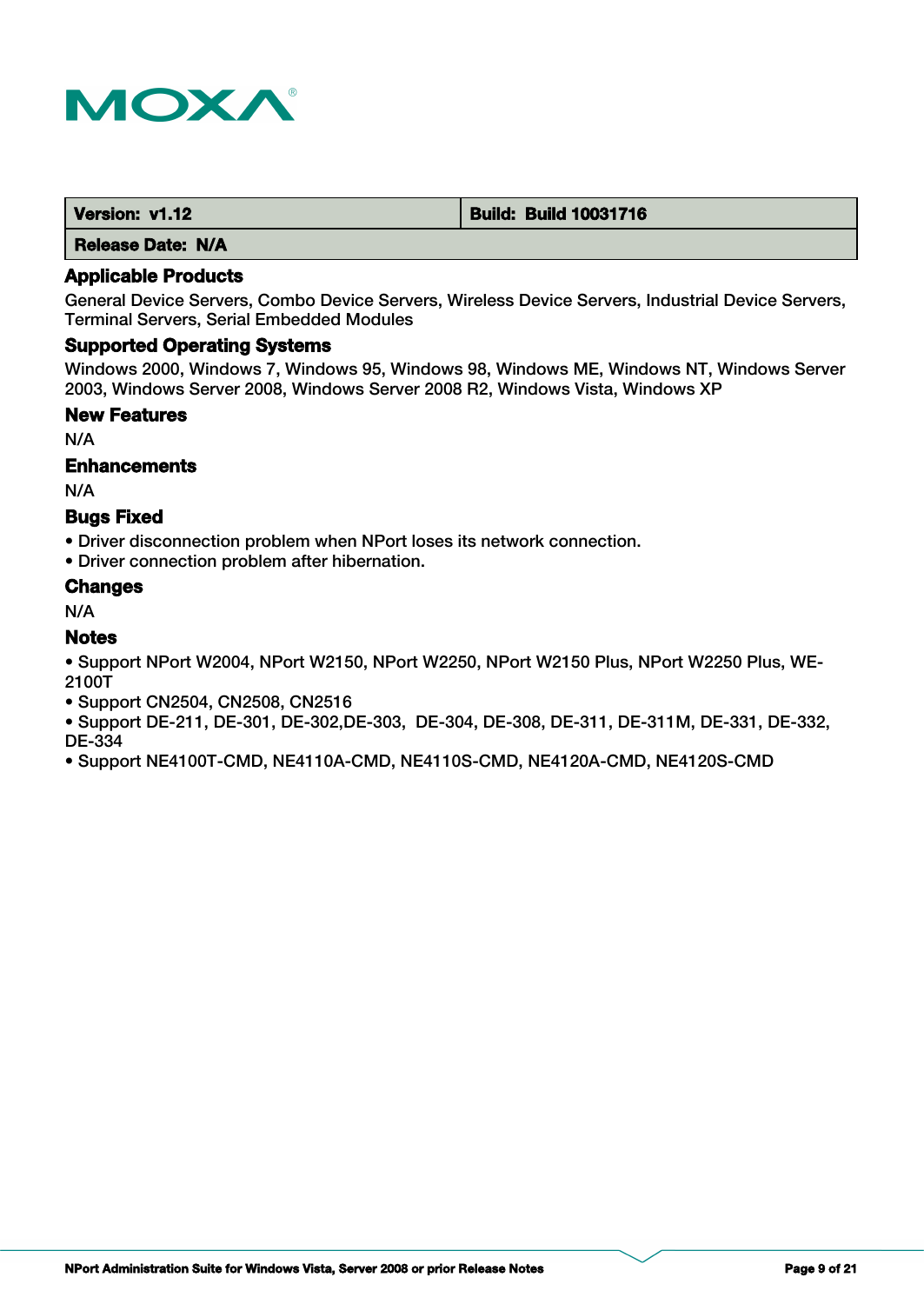| Version: v1.12 | Build: Build 10031716 |
| --- | --- |
| Release Date: N/A | |

### Applicable Products

General Device Servers, Combo Device Servers, Wireless Device Servers, Industrial Device Servers, Terminal Servers, Serial Embedded Modules

### Supported Operating Systems

Windows 2000, Windows 7, Windows 95, Windows 98, Windows ME, Windows NT, Windows Server 2003, Windows Server 2008, Windows Server 2008 R2, Windows Vista, Windows XP

### New Features

N/A

### Enhancements

N/A

### Bugs Fixed

- Driver disconnection problem when NPort loses its network connection.
- Driver connection problem after hibernation.

### Changes

N/A

### Notes

- Support NPort W2004, NPort W2150, NPort W2250, NPort W2150 Plus, NPort W2250 Plus, WE-2100T
- Support CN2504, CN2508, CN2516
- Support DE-211, DE-301, DE-302,DE-303, DE-304, DE-308, DE-311, DE-311M, DE-331, DE-332, DE-334
- Support NE4100T-CMD, NE4110A-CMD, NE4110S-CMD, NE4120A-CMD, NE4120S-CMD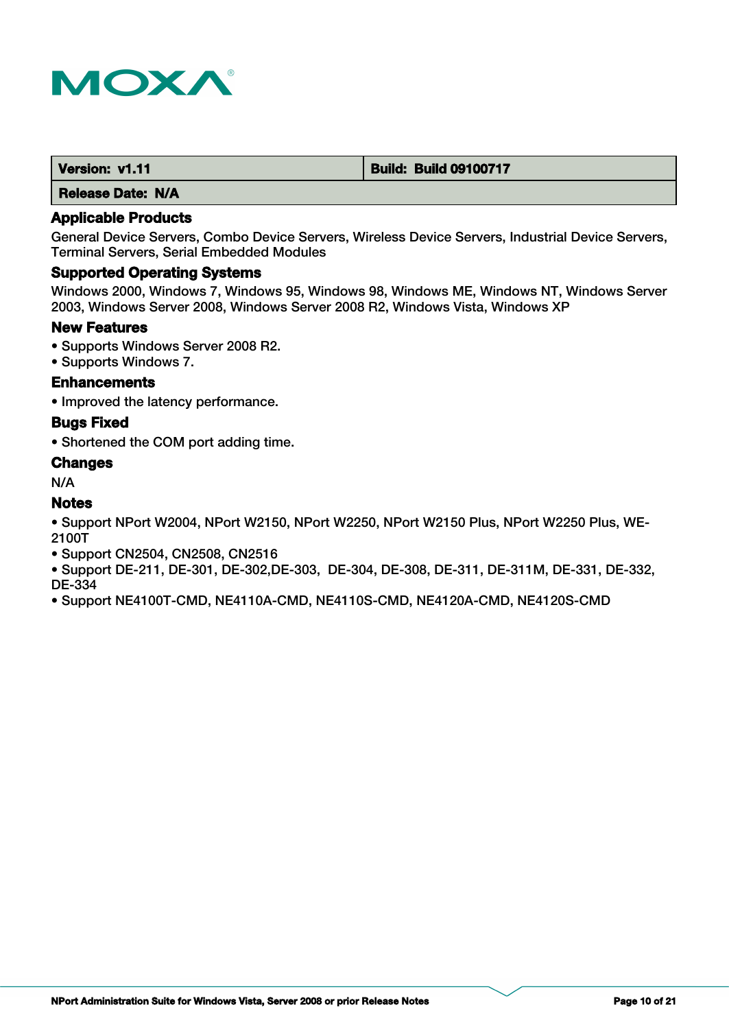| Version: v1.11 | Build: Build 09100717 |
| --- | --- |
| Release Date: N/A | |

### Applicable Products

General Device Servers, Combo Device Servers, Wireless Device Servers, Industrial Device Servers, Terminal Servers, Serial Embedded Modules

### Supported Operating Systems

Windows 2000, Windows 7, Windows 95, Windows 98, Windows ME, Windows NT, Windows Server 2003, Windows Server 2008, Windows Server 2008 R2, Windows Vista, Windows XP

### New Features

- Supports Windows Server 2008 R2.
- Supports Windows 7.

### Enhancements

- Improved the latency performance.

### Bugs Fixed

- Shortened the COM port adding time.

### Changes

N/A

### Notes

- Support NPort W2004, NPort W2150, NPort W2250, NPort W2150 Plus, NPort W2250 Plus, WE-2100T
- Support CN2504, CN2508, CN2516
- Support DE-211, DE-301, DE-302,DE-303, DE-304, DE-308, DE-311, DE-311M, DE-331, DE-332, DE-334
- Support NE4100T-CMD, NE4110A-CMD, NE4110S-CMD, NE4120A-CMD, NE4120S-CMD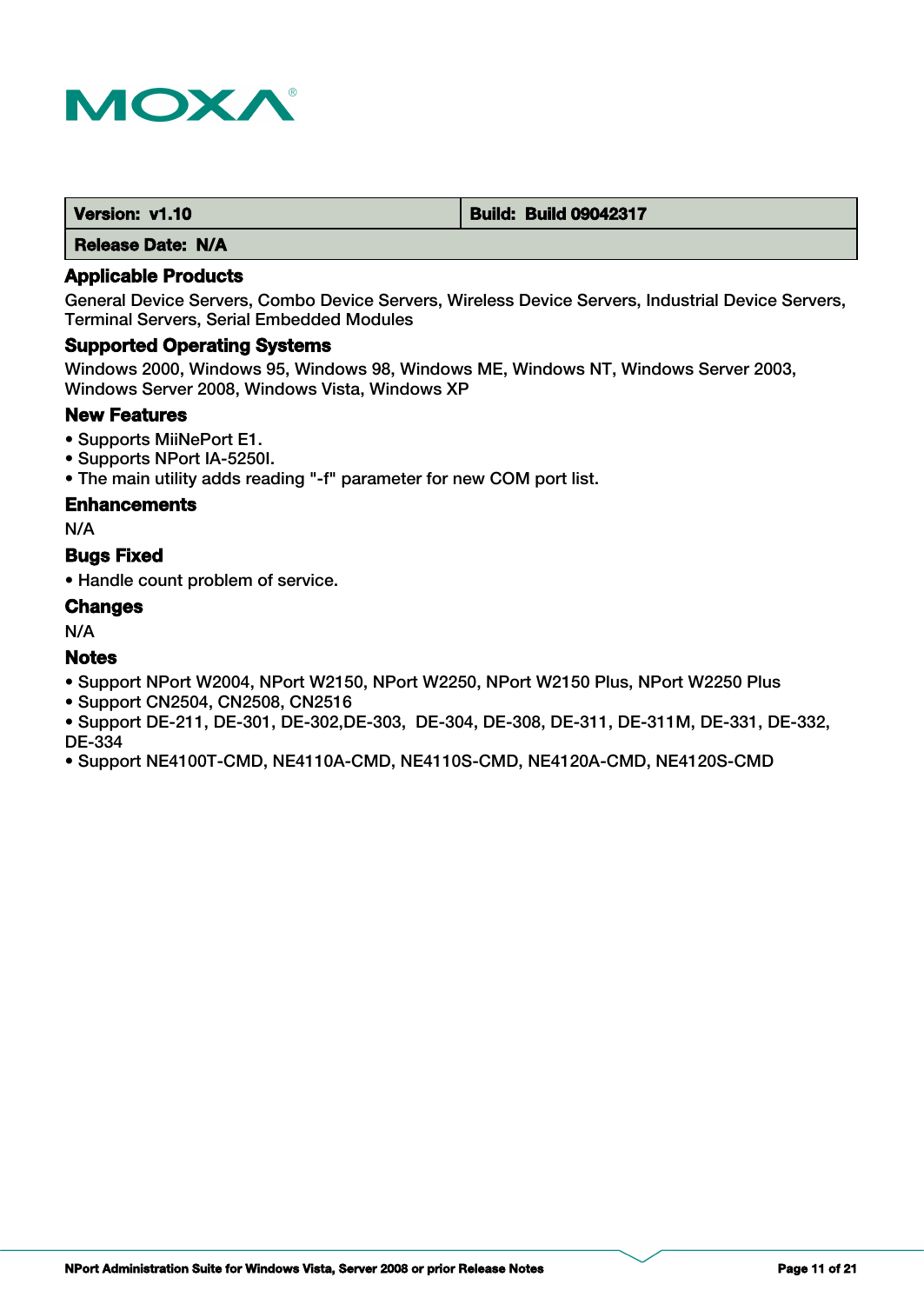| Version: v1.10 | Build: Build 09042317 |
| --- | --- |
| Release Date: N/A | |

### Applicable Products

General Device Servers, Combo Device Servers, Wireless Device Servers, Industrial Device Servers, Terminal Servers, Serial Embedded Modules

### Supported Operating Systems

Windows 2000, Windows 95, Windows 98, Windows ME, Windows NT, Windows Server 2003, Windows Server 2008, Windows Vista, Windows XP

### New Features

- Supports MiiNePort E1.
- Supports NPort IA-5250I.
- The main utility adds reading "-f" parameter for new COM port list.

### Enhancements

N/A

### Bugs Fixed

- Handle count problem of service.

### Changes

N/A

### Notes

- Support NPort W2004, NPort W2150, NPort W2250, NPort W2150 Plus, NPort W2250 Plus
- Support CN2504, CN2508, CN2516
- Support DE-211, DE-301, DE-302,DE-303, DE-304, DE-308, DE-311, DE-311M, DE-331, DE-332, DE-334
- Support NE4100T-CMD, NE4110A-CMD, NE4110S-CMD, NE4120A-CMD, NE4120S-CMD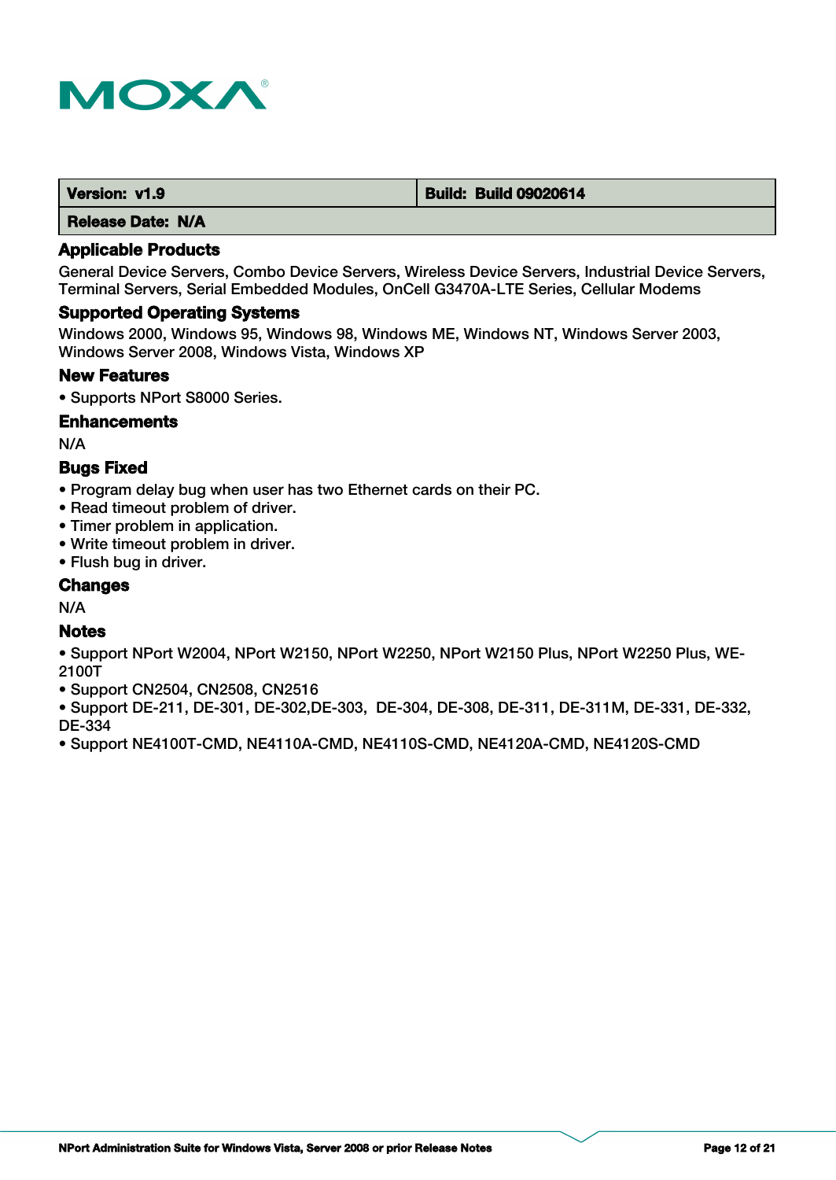| Version: v1.9 | Build: Build 09020614 |
| --- | --- |
| Release Date: N/A | |

### Applicable Products

General Device Servers, Combo Device Servers, Wireless Device Servers, Industrial Device Servers, Terminal Servers, Serial Embedded Modules, OnCell G3470A-LTE Series, Cellular Modems

### Supported Operating Systems

Windows 2000, Windows 95, Windows 98, Windows ME, Windows NT, Windows Server 2003, Windows Server 2008, Windows Vista, Windows XP

### New Features

- Supports NPort S8000 Series.

### Enhancements

N/A

### Bugs Fixed

- Program delay bug when user has two Ethernet cards on their PC.
- Read timeout problem of driver.
- Timer problem in application.
- Write timeout problem in driver.
- Flush bug in driver.

### Changes

N/A

### Notes

- Support NPort W2004, NPort W2150, NPort W2250, NPort W2150 Plus, NPort W2250 Plus, WE-2100T
- Support CN2504, CN2508, CN2516
- Support DE-211, DE-301, DE-302,DE-303, DE-304, DE-308, DE-311, DE-311M, DE-331, DE-332, DE-334
- Support NE4100T-CMD, NE4110A-CMD, NE4110S-CMD, NE4120A-CMD, NE4120S-CMD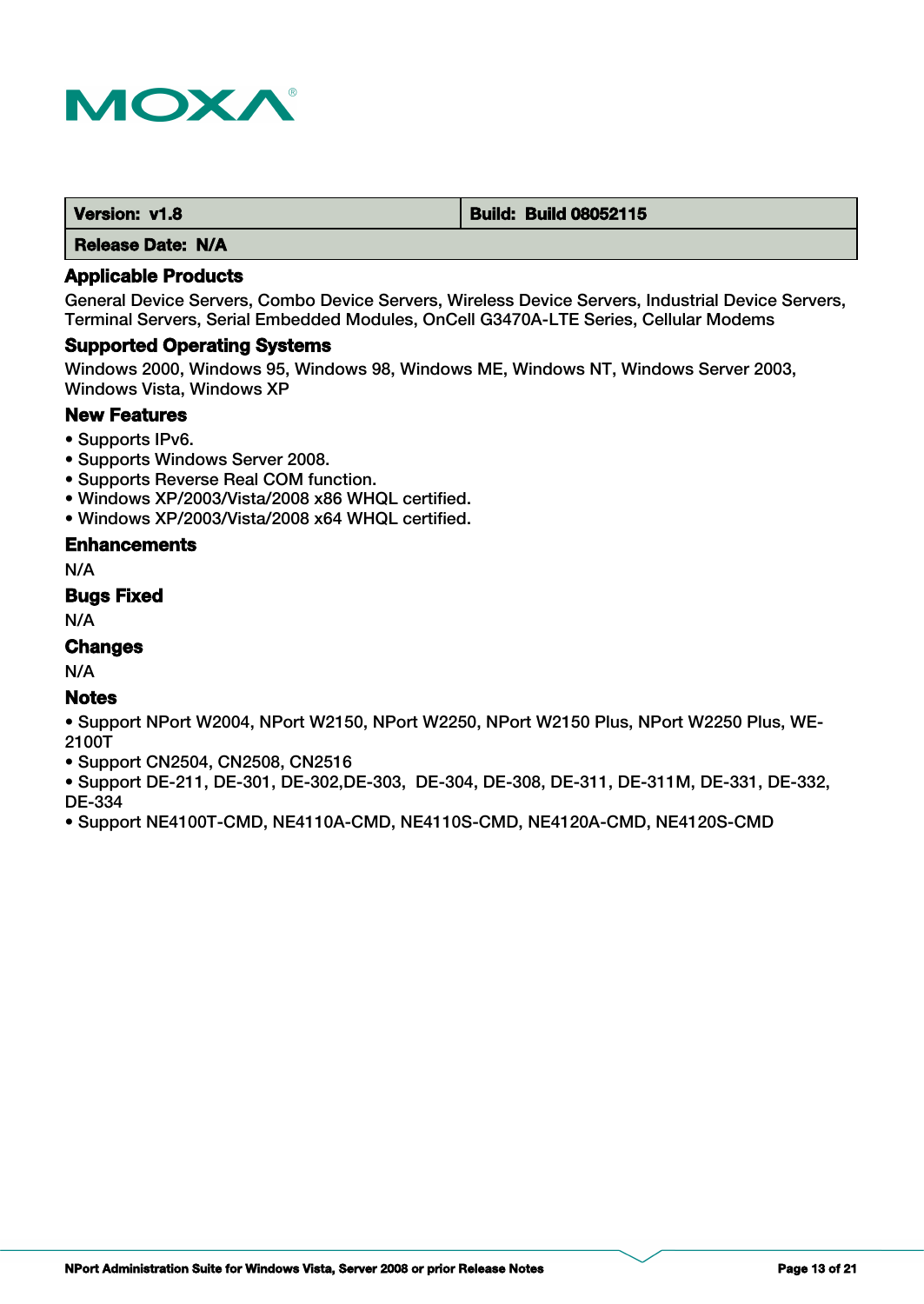| Version: v1.8 | Build: Build 08052115 |
| --- | --- |
| Release Date: N/A | |

### Applicable Products

General Device Servers, Combo Device Servers, Wireless Device Servers, Industrial Device Servers, Terminal Servers, Serial Embedded Modules, OnCell G3470A-LTE Series, Cellular Modems

### Supported Operating Systems

Windows 2000, Windows 95, Windows 98, Windows ME, Windows NT, Windows Server 2003, Windows Vista, Windows XP

### New Features

- Supports IPv6.
- Supports Windows Server 2008.
- Supports Reverse Real COM function.
- Windows XP/2003/Vista/2008 x86 WHQL certified.
- Windows XP/2003/Vista/2008 x64 WHQL certified.

### Enhancements

N/A

### Bugs Fixed

N/A

### Changes

N/A

### Notes

- Support NPort W2004, NPort W2150, NPort W2250, NPort W2150 Plus, NPort W2250 Plus, WE-2100T
- Support CN2504, CN2508, CN2516
- Support DE-211, DE-301, DE-302,DE-303, DE-304, DE-308, DE-311, DE-311M, DE-331, DE-332, DE-334
- Support NE4100T-CMD, NE4110A-CMD, NE4110S-CMD, NE4120A-CMD, NE4120S-CMD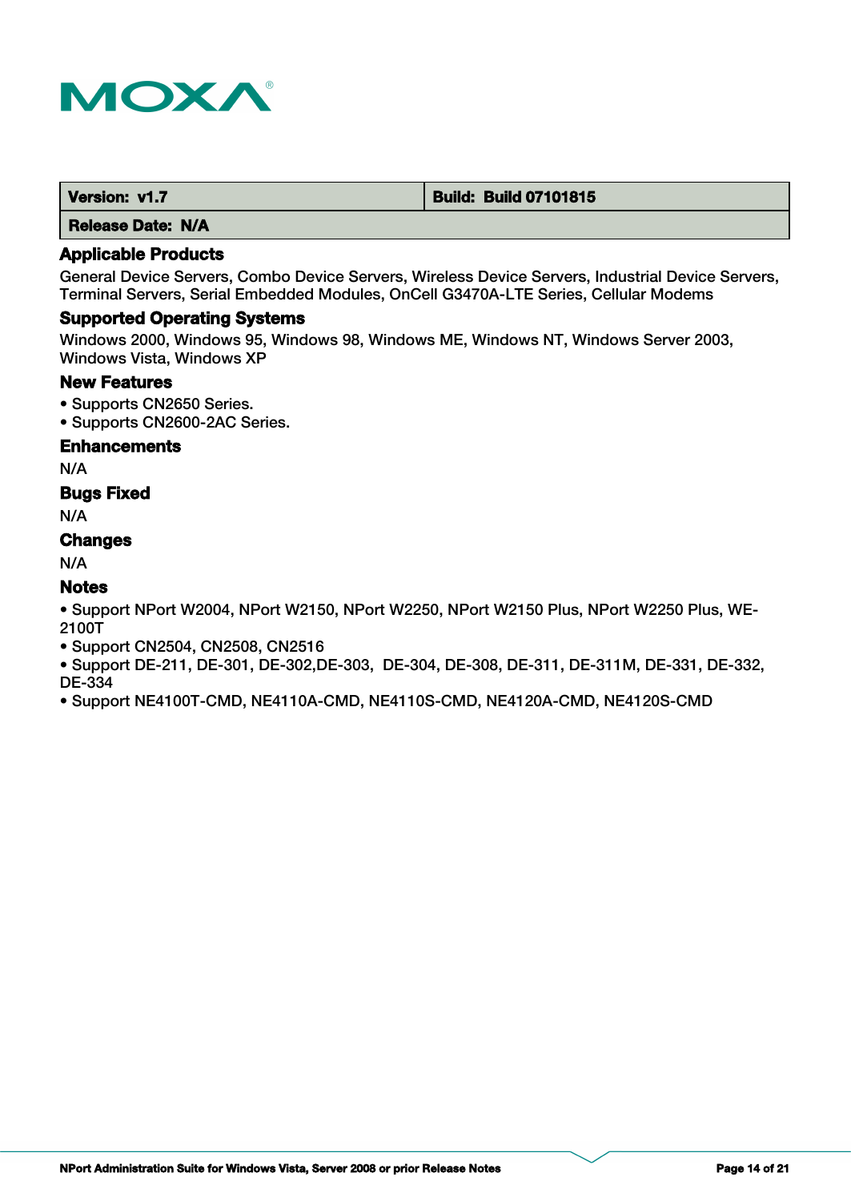| Version: v1.7 | Build: Build 07101815 |
| --- | --- |
| Release Date: N/A | |

### Applicable Products

General Device Servers, Combo Device Servers, Wireless Device Servers, Industrial Device Servers, Terminal Servers, Serial Embedded Modules, OnCell G3470A-LTE Series, Cellular Modems

### Supported Operating Systems

Windows 2000, Windows 95, Windows 98, Windows ME, Windows NT, Windows Server 2003, Windows Vista, Windows XP

### New Features

- Supports CN2650 Series.
- Supports CN2600-2AC Series.

### Enhancements

N/A

### Bugs Fixed

N/A

### Changes

N/A

### Notes

- Support NPort W2004, NPort W2150, NPort W2250, NPort W2150 Plus, NPort W2250 Plus, WE-2100T
- Support CN2504, CN2508, CN2516
- Support DE-211, DE-301, DE-302,DE-303, DE-304, DE-308, DE-311, DE-311M, DE-331, DE-332, DE-334
- Support NE4100T-CMD, NE4110A-CMD, NE4110S-CMD, NE4120A-CMD, NE4120S-CMD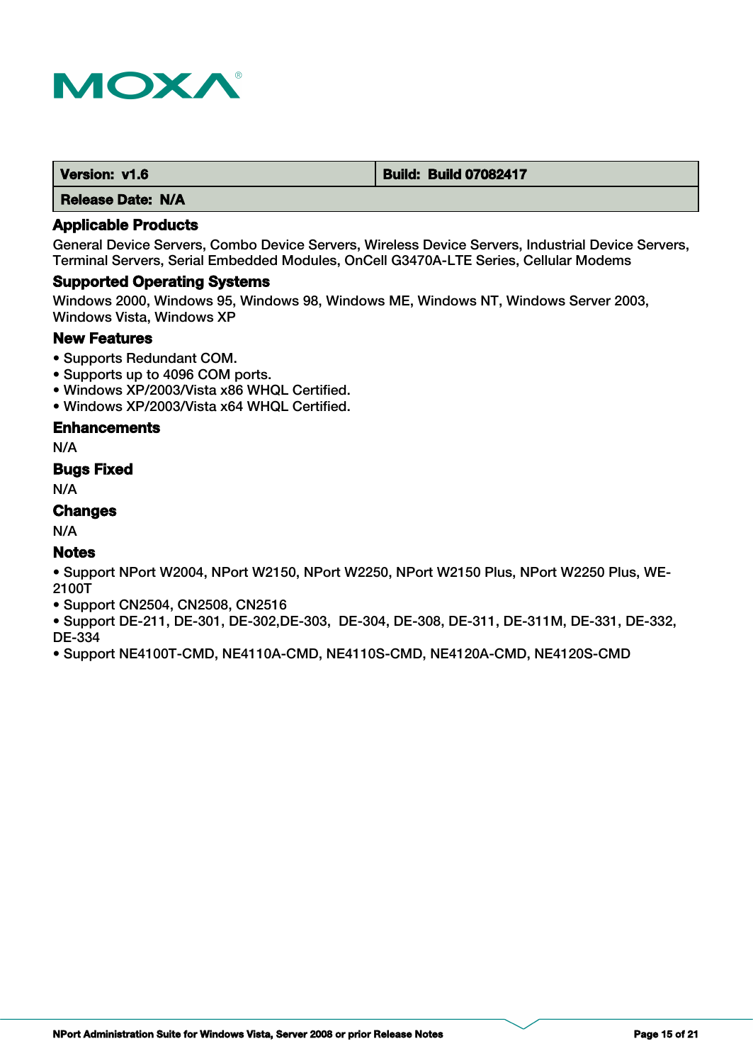| Version: v1.6 | Build: Build 07082417 |
|---|---|
| Release Date: N/A | |

### Applicable Products

General Device Servers, Combo Device Servers, Wireless Device Servers, Industrial Device Servers, Terminal Servers, Serial Embedded Modules, OnCell G3470A-LTE Series, Cellular Modems

### Supported Operating Systems

Windows 2000, Windows 95, Windows 98, Windows ME, Windows NT, Windows Server 2003, Windows Vista, Windows XP

### New Features

- Supports Redundant COM.
- Supports up to 4096 COM ports.
- Windows XP/2003/Vista x86 WHQL Certified.
- Windows XP/2003/Vista x64 WHQL Certified.

### Enhancements

N/A

### Bugs Fixed

N/A

### Changes

N/A

### Notes

- Support NPort W2004, NPort W2150, NPort W2250, NPort W2150 Plus, NPort W2250 Plus, WE-2100T
- Support CN2504, CN2508, CN2516
- Support DE-211, DE-301, DE-302,DE-303, DE-304, DE-308, DE-311, DE-311M, DE-331, DE-332, DE-334
- Support NE4100T-CMD, NE4110A-CMD, NE4110S-CMD, NE4120A-CMD, NE4120S-CMD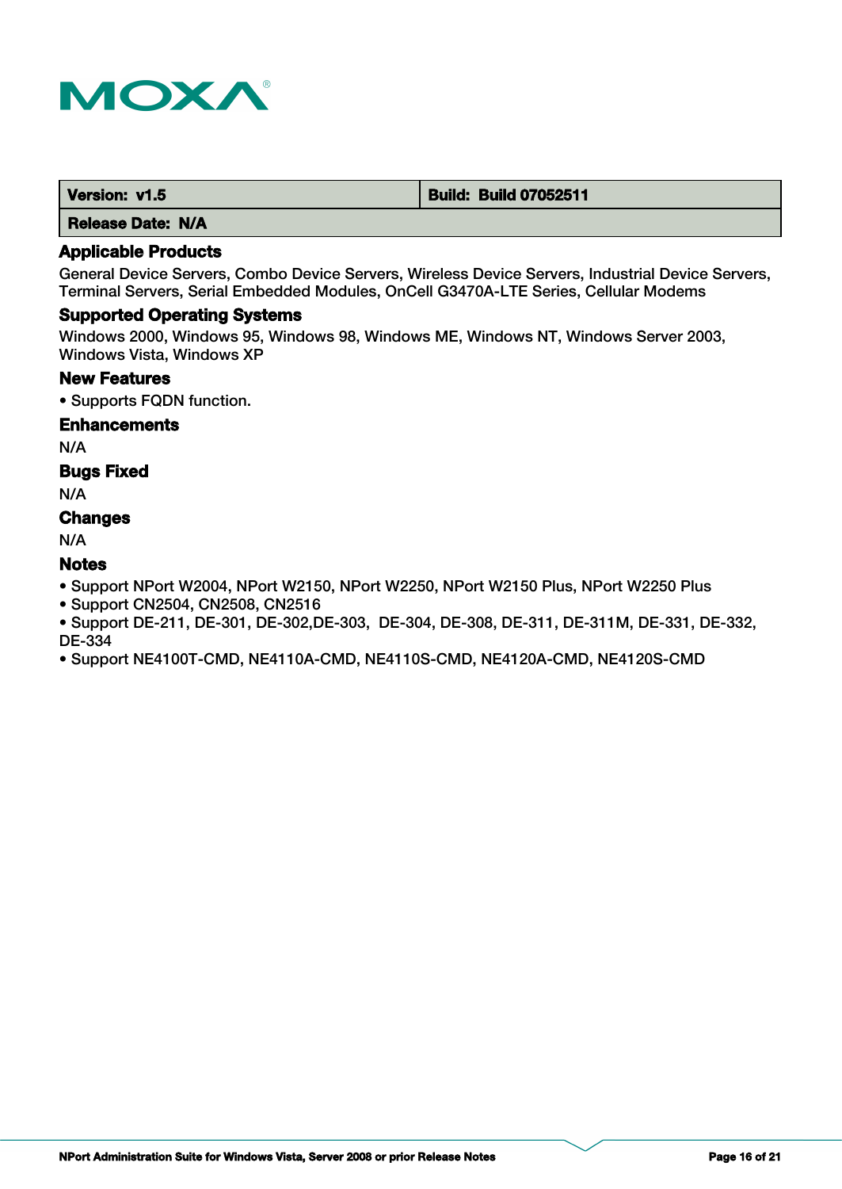| Version: v1.5 | Build: Build 07052511 |
| --- | --- |
| Release Date: N/A | |

### Applicable Products

General Device Servers, Combo Device Servers, Wireless Device Servers, Industrial Device Servers, Terminal Servers, Serial Embedded Modules, OnCell G3470A-LTE Series, Cellular Modems

### Supported Operating Systems

Windows 2000, Windows 95, Windows 98, Windows ME, Windows NT, Windows Server 2003, Windows Vista, Windows XP

### New Features

- Supports FQDN function.

### Enhancements

N/A

### Bugs Fixed

N/A

### Changes

N/A

### Notes

- Support NPort W2004, NPort W2150, NPort W2250, NPort W2150 Plus, NPort W2250 Plus
- Support CN2504, CN2508, CN2516
- Support DE-211, DE-301, DE-302,DE-303,  DE-304, DE-308, DE-311, DE-311M, DE-331, DE-332, DE-334
- Support NE4100T-CMD, NE4110A-CMD, NE4110S-CMD, NE4120A-CMD, NE4120S-CMD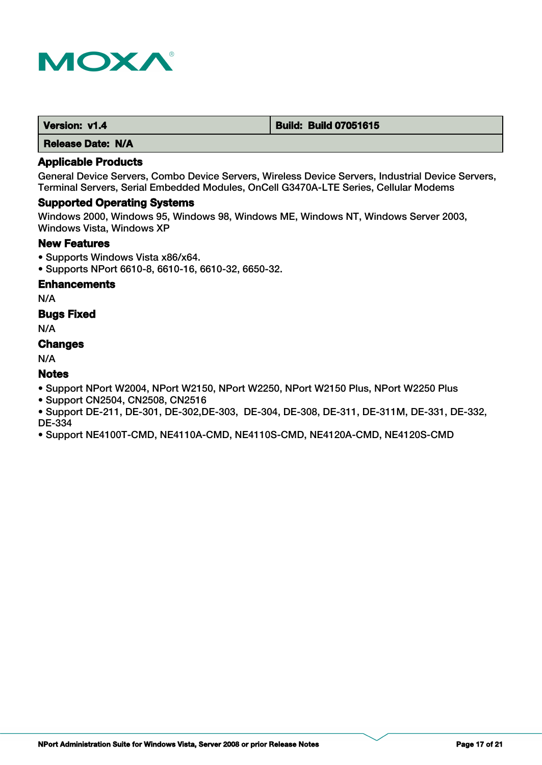| Version: v1.4 | Build: Build 07051615 |
| --- | --- |
| Release Date: N/A | |

### Applicable Products

General Device Servers, Combo Device Servers, Wireless Device Servers, Industrial Device Servers, Terminal Servers, Serial Embedded Modules, OnCell G3470A-LTE Series, Cellular Modems

### Supported Operating Systems

Windows 2000, Windows 95, Windows 98, Windows ME, Windows NT, Windows Server 2003, Windows Vista, Windows XP

### New Features

- Supports Windows Vista x86/x64.
- Supports NPort 6610-8, 6610-16, 6610-32, 6650-32.

### Enhancements

N/A

### Bugs Fixed

N/A

### Changes

N/A

### Notes

- Support NPort W2004, NPort W2150, NPort W2250, NPort W2150 Plus, NPort W2250 Plus
- Support CN2504, CN2508, CN2516
- Support DE-211, DE-301, DE-302,DE-303, DE-304, DE-308, DE-311, DE-311M, DE-331, DE-332, DE-334
- Support NE4100T-CMD, NE4110A-CMD, NE4110S-CMD, NE4120A-CMD, NE4120S-CMD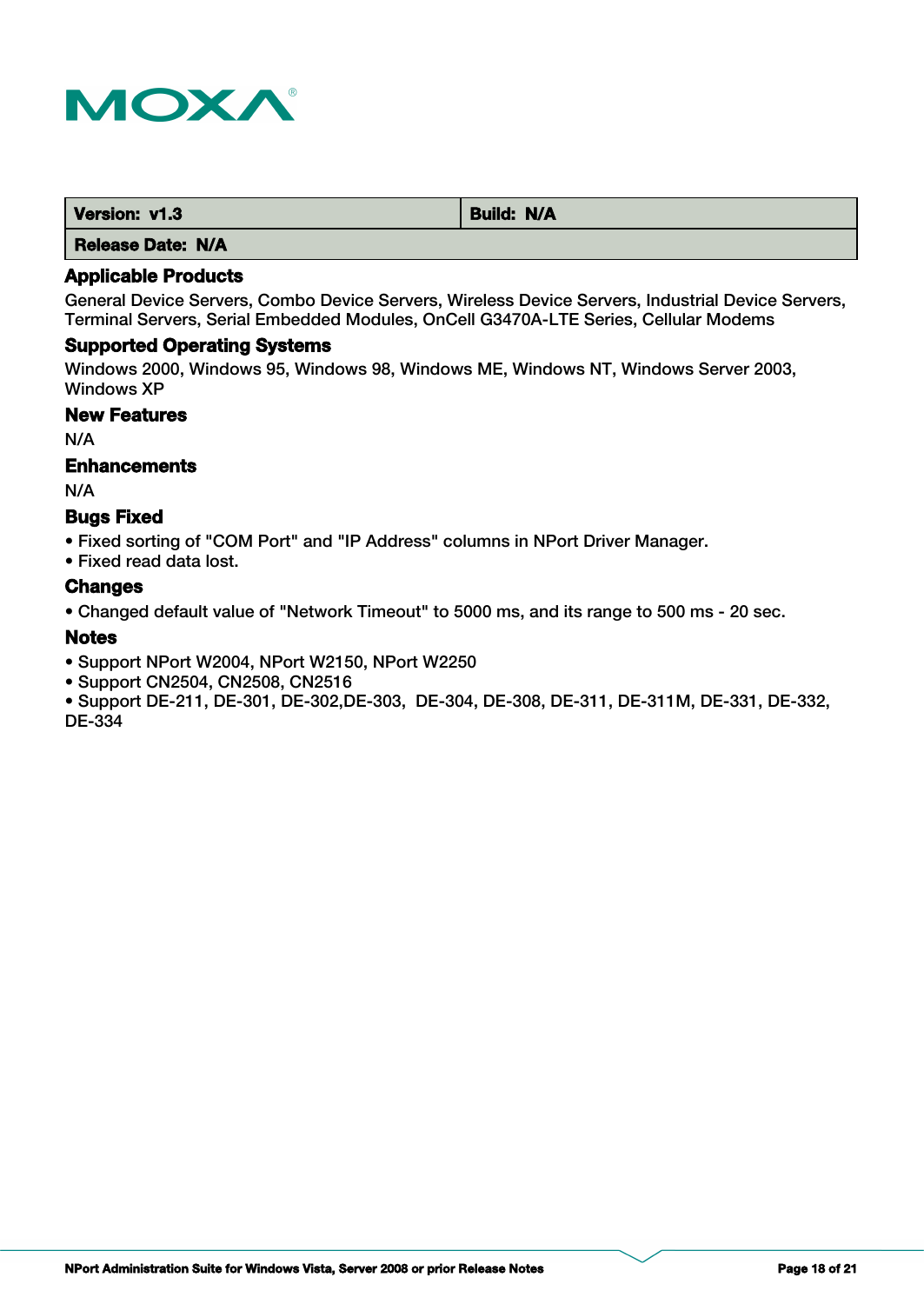| Version: v1.3 | Build: N/A |
| --- | --- |
| Release Date: N/A | |

### Applicable Products

General Device Servers, Combo Device Servers, Wireless Device Servers, Industrial Device Servers, Terminal Servers, Serial Embedded Modules, OnCell G3470A-LTE Series, Cellular Modems

### Supported Operating Systems

Windows 2000, Windows 95, Windows 98, Windows ME, Windows NT, Windows Server 2003, Windows XP

### New Features

N/A

### Enhancements

N/A

### Bugs Fixed

- Fixed sorting of "COM Port" and "IP Address" columns in NPort Driver Manager.
- Fixed read data lost.

### Changes

- Changed default value of "Network Timeout" to 5000 ms, and its range to 500 ms - 20 sec.

### Notes

- Support NPort W2004, NPort W2150, NPort W2250
- Support CN2504, CN2508, CN2516
- Support DE-211, DE-301, DE-302,DE-303, DE-304, DE-308, DE-311, DE-311M, DE-331, DE-332, DE-334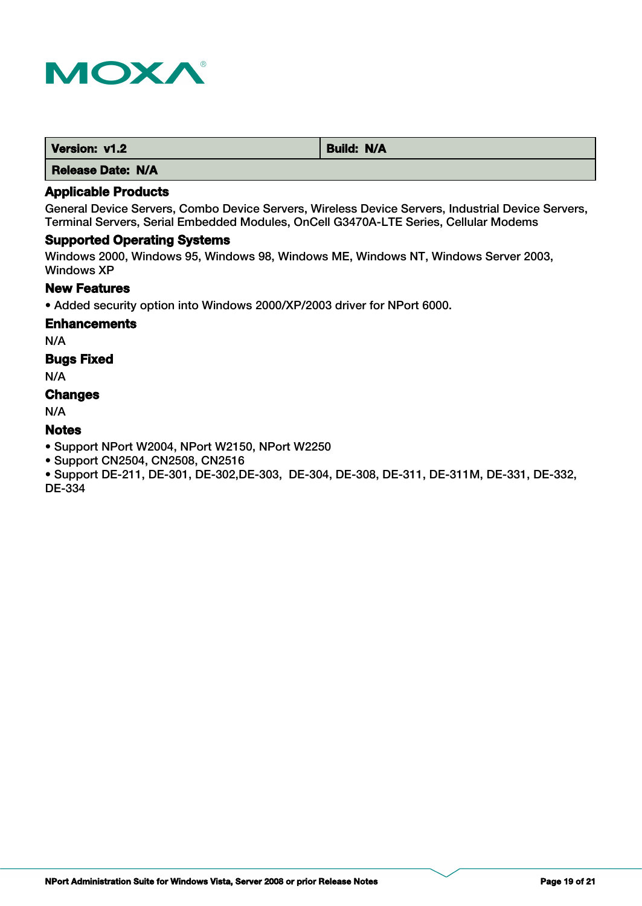| Version: v1.2 | Build: N/A |
| --- | --- |
| Release Date: N/A | |

### Applicable Products

General Device Servers, Combo Device Servers, Wireless Device Servers, Industrial Device Servers, Terminal Servers, Serial Embedded Modules, OnCell G3470A-LTE Series, Cellular Modems

### Supported Operating Systems

Windows 2000, Windows 95, Windows 98, Windows ME, Windows NT, Windows Server 2003, Windows XP

### New Features

- Added security option into Windows 2000/XP/2003 driver for NPort 6000.

### Enhancements

N/A

### Bugs Fixed

N/A

### Changes

N/A

### Notes

- Support NPort W2004, NPort W2150, NPort W2250
- Support CN2504, CN2508, CN2516
- Support DE-211, DE-301, DE-302,DE-303, DE-304, DE-308, DE-311, DE-311M, DE-331, DE-332, DE-334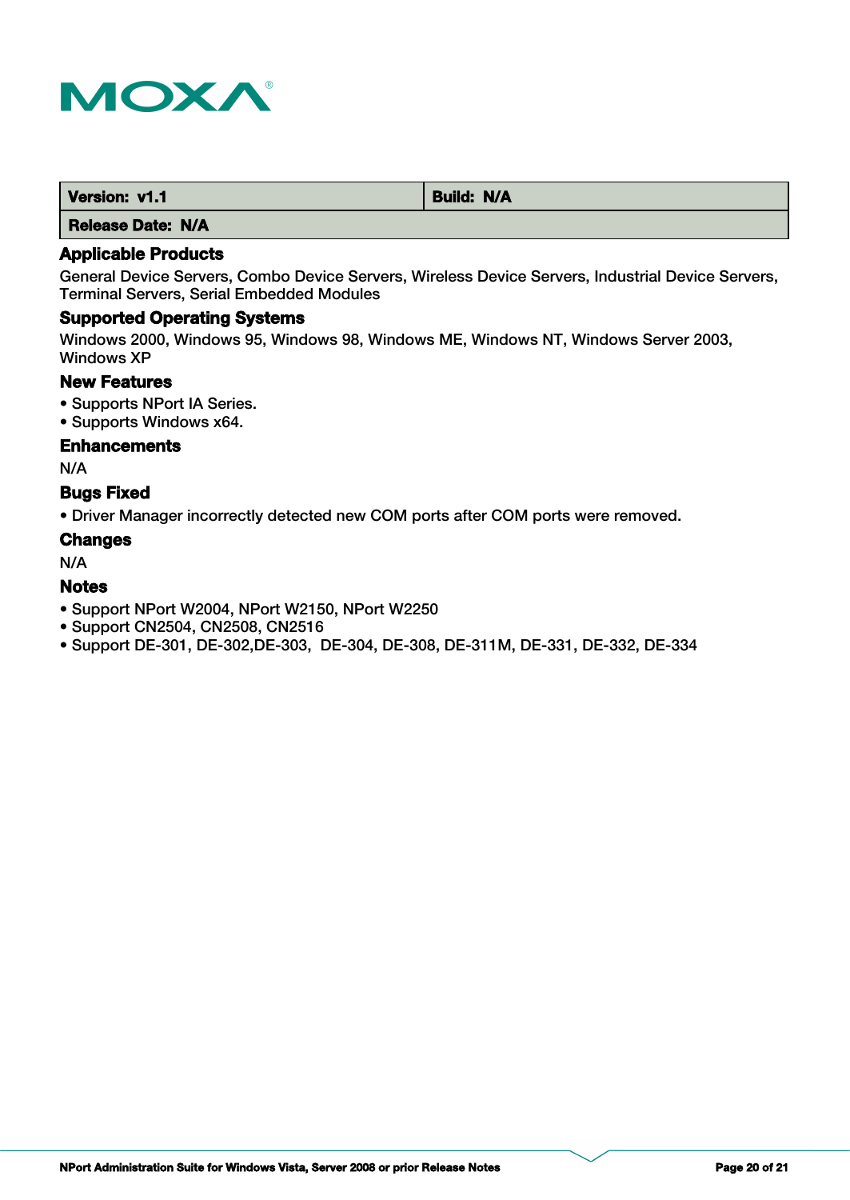| Version: v1.1 | Build: N/A |
| --- | --- |
| Release Date: N/A | |

### Applicable Products

General Device Servers, Combo Device Servers, Wireless Device Servers, Industrial Device Servers, Terminal Servers, Serial Embedded Modules

### Supported Operating Systems

Windows 2000, Windows 95, Windows 98, Windows ME, Windows NT, Windows Server 2003, Windows XP

### New Features

- Supports NPort IA Series.
- Supports Windows x64.

### Enhancements

N/A

### Bugs Fixed

- Driver Manager incorrectly detected new COM ports after COM ports were removed.

### Changes

N/A

### Notes

- Support NPort W2004, NPort W2150, NPort W2250
- Support CN2504, CN2508, CN2516
- Support DE-301, DE-302,DE-303,  DE-304, DE-308, DE-311M, DE-331, DE-332, DE-334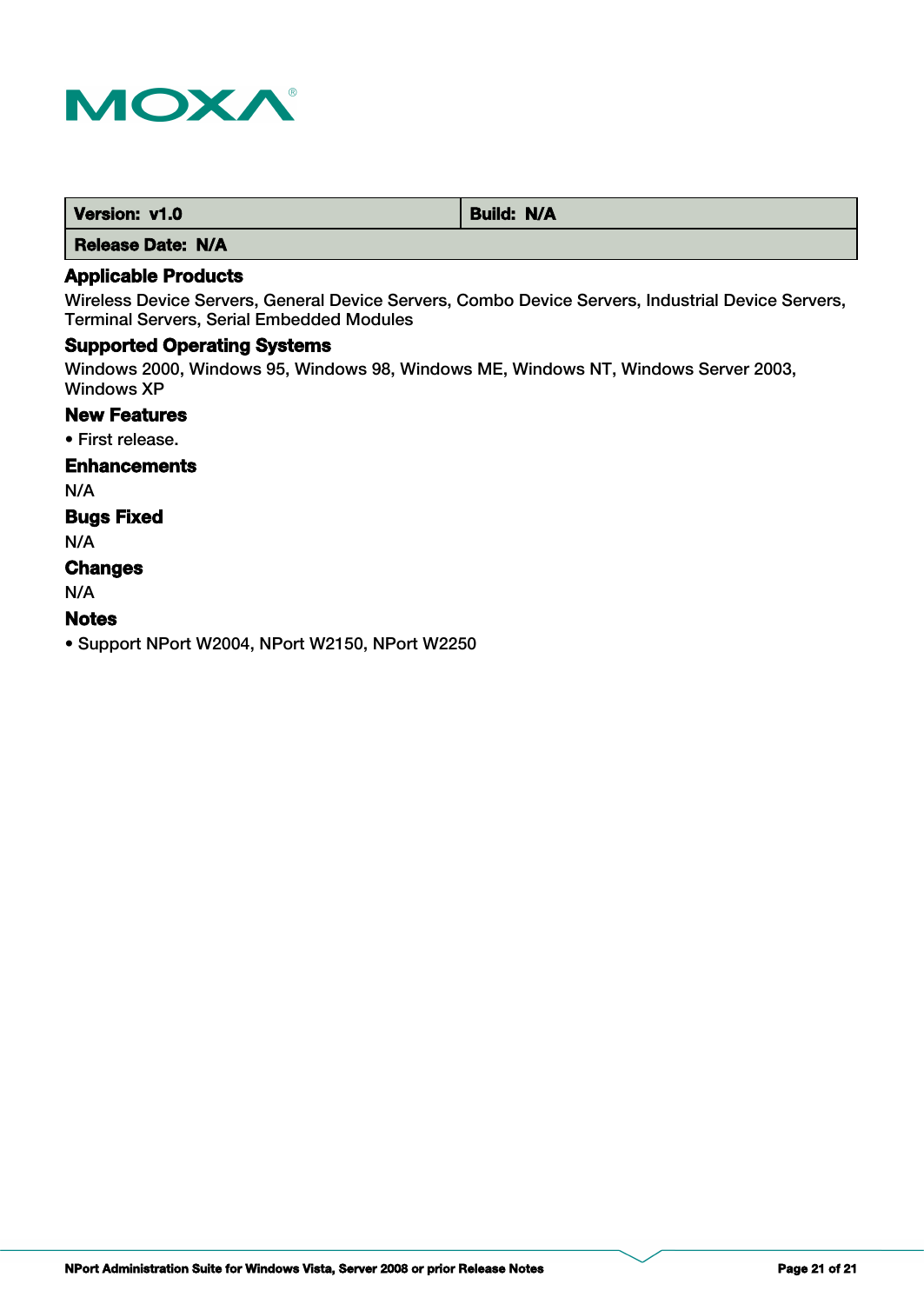| Version: v1.0 | Build: N/A |
| --- | --- |
| Release Date: N/A | |

### Applicable Products

Wireless Device Servers, General Device Servers, Combo Device Servers, Industrial Device Servers, Terminal Servers, Serial Embedded Modules

### Supported Operating Systems

Windows 2000, Windows 95, Windows 98, Windows ME, Windows NT, Windows Server 2003, Windows XP

### New Features

- First release.

### Enhancements

N/A

### Bugs Fixed

N/A

### Changes

N/A

### Notes

- Support NPort W2004, NPort W2150, NPort W2250